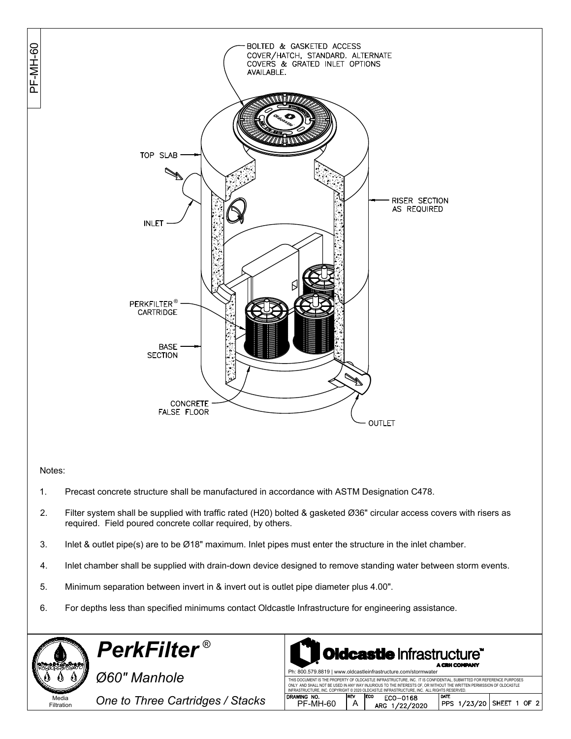BOLTED & GASKETED ACCESS COVER/HATCH, STANDARD. ALTERNATE COVERS & GRATED INLET OPTIONS AVAILABLE.

TOP SLAB

INLET

RISER SECTION AS REQUIRED

PERKFILTER® CARTRIDGE

BASE SECTION

CONCRETE FALSE FLOOR

OUTLET

Notes:

1. Precast concrete structure shall be manufactured in accordance with ASTM Designation C478.
2. Filter system shall be supplied with traffic rated (H20) bolted & gasketed Ø36" circular access covers with risers as required. Field poured concrete collar required, by others.
3. Inlet & outlet pipe(s) are to be Ø18" maximum. Inlet pipes must enter the structure in the inlet chamber.
4. Inlet chamber shall be supplied with drain-down device designed to remove standing water between storm events.
5. Minimum separation between invert in & invert out is outlet pipe diameter plus 4.00".
6. For depths less than specified minimums contact Oldcastle Infrastructure for engineering assistance.

Media Filtration

***PerkFilter®***

*Ø60" Manhole*

*One to Three Cartridges / Stacks*

**Oldcastle Infrastructure™** A CRH COMPANY

Ph: 800.579.8819 | www.oldcastleinfrastructure.com/stormwater

THIS DOCUMENT IS THE PROPERTY OF OLDCASTLE INFRASTRUCTURE, INC. IT IS CONFIDENTIAL, SUBMITTED FOR REFERENCE PURPOSES ONLY AND SHALL NOT BE USED IN ANY WAY INJURIOUS TO THE INTERESTS OF, OR WITHOUT THE WRITTEN PERMISSION OF OLDCASTLE INFRASTRUCTURE, INC. COPYRIGHT © 2020 OLDCASTLE INFRASTRUCTURE, INC. ALL RIGHTS RESERVED.

| DRAWING NO. | REV | ECO | DATE | |
|---|---|---|---|---|
| PF-MH-60 | A | ECO-0168 ARG 1/22/2020 | PPS 1/23/20 | SHEET 1 OF 2 |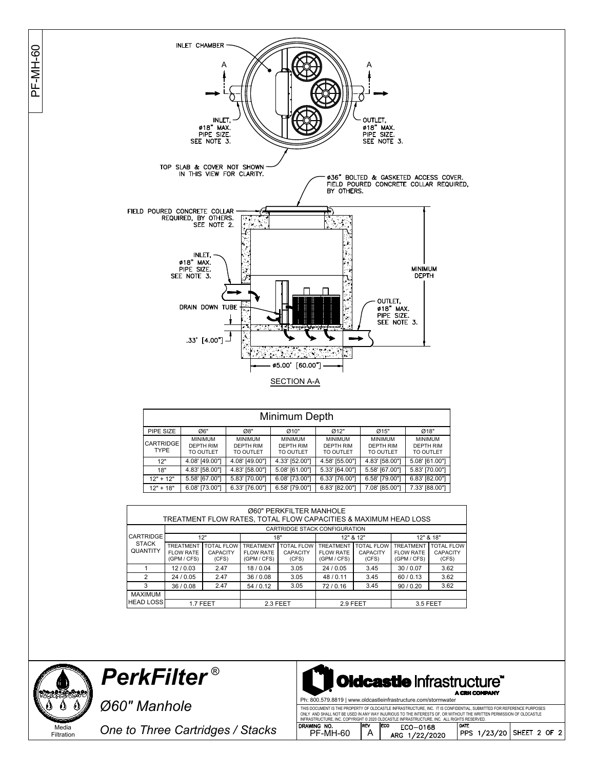INLET CHAMBER

A

A

INLET, ø18" MAX. PIPE SIZE. SEE NOTE 3.

OUTLET, ø18" MAX. PIPE SIZE. SEE NOTE 3.

TOP SLAB & COVER NOT SHOWN IN THIS VIEW FOR CLARITY.

ø36" BOLTED & GASKETED ACCESS COVER. FIELD POURED CONCRETE COLLAR REQUIRED, BY OTHERS.

FIELD POURED CONCRETE COLLAR REQUIRED, BY OTHERS. SEE NOTE 2.

INLET, ø18" MAX. PIPE SIZE. SEE NOTE 3.

MINIMUM DEPTH

DRAIN DOWN TUBE

OUTLET, ø18" MAX. PIPE SIZE. SEE NOTE 3.

.33' [4.00"]

ø5.00' [60.00"]

SECTION A-A

| Minimum Depth | | | | | | |
|---|---|---|---|---|---|---|
| PIPE SIZE | Ø6" | Ø8" | Ø10" | Ø12" | Ø15" | Ø18" |
| CARTRIDGE TYPE | MINIMUM DEPTH RIM TO OUTLET | MINIMUM DEPTH RIM TO OUTLET | MINIMUM DEPTH RIM TO OUTLET | MINIMUM DEPTH RIM TO OUTLET | MINIMUM DEPTH RIM TO OUTLET | MINIMUM DEPTH RIM TO OUTLET |
| 12" | 4.08' [49.00"] | 4.08' [49.00"] | 4.33' [52.00"] | 4.58' [55.00"] | 4.83' [58.00"] | 5.08' [61.00"] |
| 18" | 4.83' [58.00"] | 4.83' [58.00"] | 5.08' [61.00"] | 5.33' [64.00"] | 5.58' [67.00"] | 5.83' [70.00"] |
| 12" + 12" | 5.58' [67.00"] | 5.83' [70.00"] | 6.08' [73.00"] | 6.33' [76.00"] | 6.58' [79.00"] | 6.83' [82.00"] |
| 12" + 18" | 6.08' [73.00"] | 6.33' [76.00"] | 6.58' [79.00"] | 6.83' [82.00"] | 7.08' [85.00"] | 7.33' [88.00"] |

| Ø60" PERKFILTER MANHOLE TREATMENT FLOW RATES, TOTAL FLOW CAPACITIES & MAXIMUM HEAD LOSS | | | | | | | | |
|---|---|---|---|---|---|---|---|---|
| CARTRIDGE STACK QUANTITY | CARTRIDGE STACK CONFIGURATION | | | | | | | |
| | 12" | | 18" | | 12" & 12" | | 12" & 18" | |
| | TREATMENT FLOW RATE (GPM / CFS) | TOTAL FLOW CAPACITY (CFS) | TREATMENT FLOW RATE (GPM / CFS) | TOTAL FLOW CAPACITY (CFS) | TREATMENT FLOW RATE (GPM / CFS) | TOTAL FLOW CAPACITY (CFS) | TREATMENT FLOW RATE (GPM / CFS) | TOTAL FLOW CAPACITY (CFS) |
| 1 | 12 / 0.03 | 2.47 | 18 / 0.04 | 3.05 | 24 / 0.05 | 3.45 | 30 / 0.07 | 3.62 |
| 2 | 24 / 0.05 | 2.47 | 36 / 0.08 | 3.05 | 48 / 0.11 | 3.45 | 60 / 0.13 | 3.62 |
| 3 | 36 / 0.08 | 2.47 | 54 / 0.12 | 3.05 | 72 / 0.16 | 3.45 | 90 / 0.20 | 3.62 |
| MAXIMUM HEAD LOSS | 1.7 FEET | | 2.3 FEET | | 2.9 FEET | | 3.5 FEET | |

Media Filtration

***PerkFilter®***

*Ø60" Manhole*

*One to Three Cartridges / Stacks*

**Oldcastle Infrastructure™** A CRH COMPANY

Ph: 800.579.8819 | www.oldcastleinfrastructure.com/stormwater

THIS DOCUMENT IS THE PROPERTY OF OLDCASTLE INFRASTRUCTURE, INC. IT IS CONFIDENTIAL, SUBMITTED FOR REFERENCE PURPOSES ONLY AND SHALL NOT BE USED IN ANY WAY INJURIOUS TO THE INTERESTS OF, OR WITHOUT THE WRITTEN PERMISSION OF OLDCASTLE INFRASTRUCTURE, INC. COPYRIGHT © 2020 OLDCASTLE INFRASTRUCTURE, INC. ALL RIGHTS RESERVED.

| DRAWING NO. | REV | ECO | DATE | |
|---|---|---|---|---|
| PF-MH-60 | A | ECO-0168 ARG 1/22/2020 | PPS 1/23/20 | SHEET 2 OF 2 |